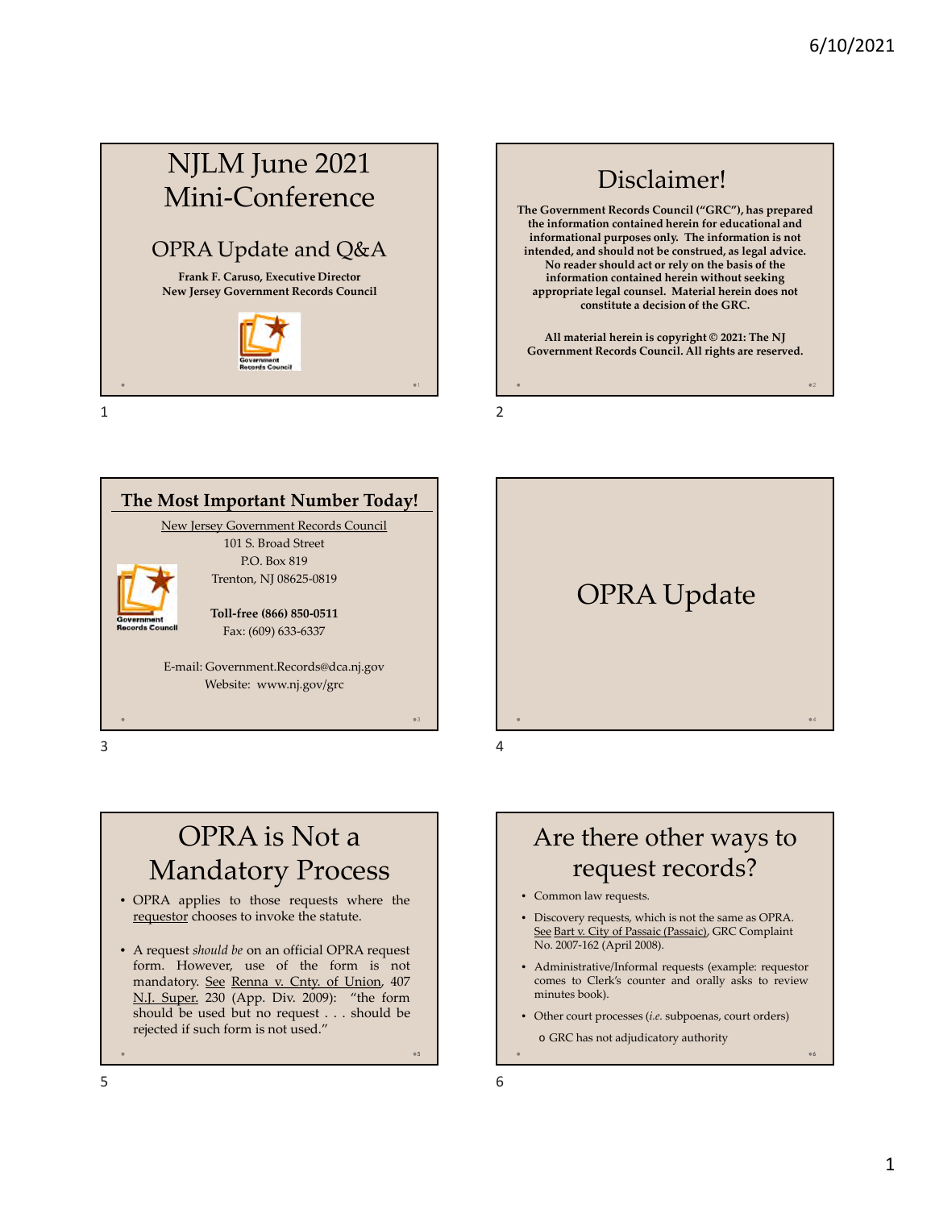# NJLM June 2021 Mini-Conference

## OPRA Update and Q&A

**Frank F. Caruso, Executive Director**
**New Jersey Government Records Council**

## Disclaimer!

**The Government Records Council ("GRC"), has prepared the information contained herein for educational and informational purposes only. The information is not intended, and should not be construed, as legal advice. No reader should act or rely on the basis of the information contained herein without seeking appropriate legal counsel. Material herein does not constitute a decision of the GRC.**

**All material herein is copyright © 2021: The NJ Government Records Council. All rights are reserved.**

## The Most Important Number Today!

New Jersey Government Records Council
101 S. Broad Street
P.O. Box 819
Trenton, NJ 08625-0819

**Toll-free (866) 850-0511**
Fax: (609) 633-6337

E-mail: Government.Records@dca.nj.gov
Website: www.nj.gov/grc

# OPRA Update

## OPRA is Not a Mandatory Process

- OPRA applies to those requests where the requestor chooses to invoke the statute.
- A request *should be* on an official OPRA request form. However, use of the form is not mandatory. See Renna v. Cnty. of Union, 407 N.J. Super. 230 (App. Div. 2009): "the form should be used but no request . . . should be rejected if such form is not used."

## Are there other ways to request records?

- Common law requests.
- Discovery requests, which is not the same as OPRA. See Bart v. City of Passaic (Passaic), GRC Complaint No. 2007-162 (April 2008).
- Administrative/Informal requests (example: requestor comes to Clerk's counter and orally asks to review minutes book).
- Other court processes (*i.e.* subpoenas, court orders)
  - GRC has not adjudicatory authority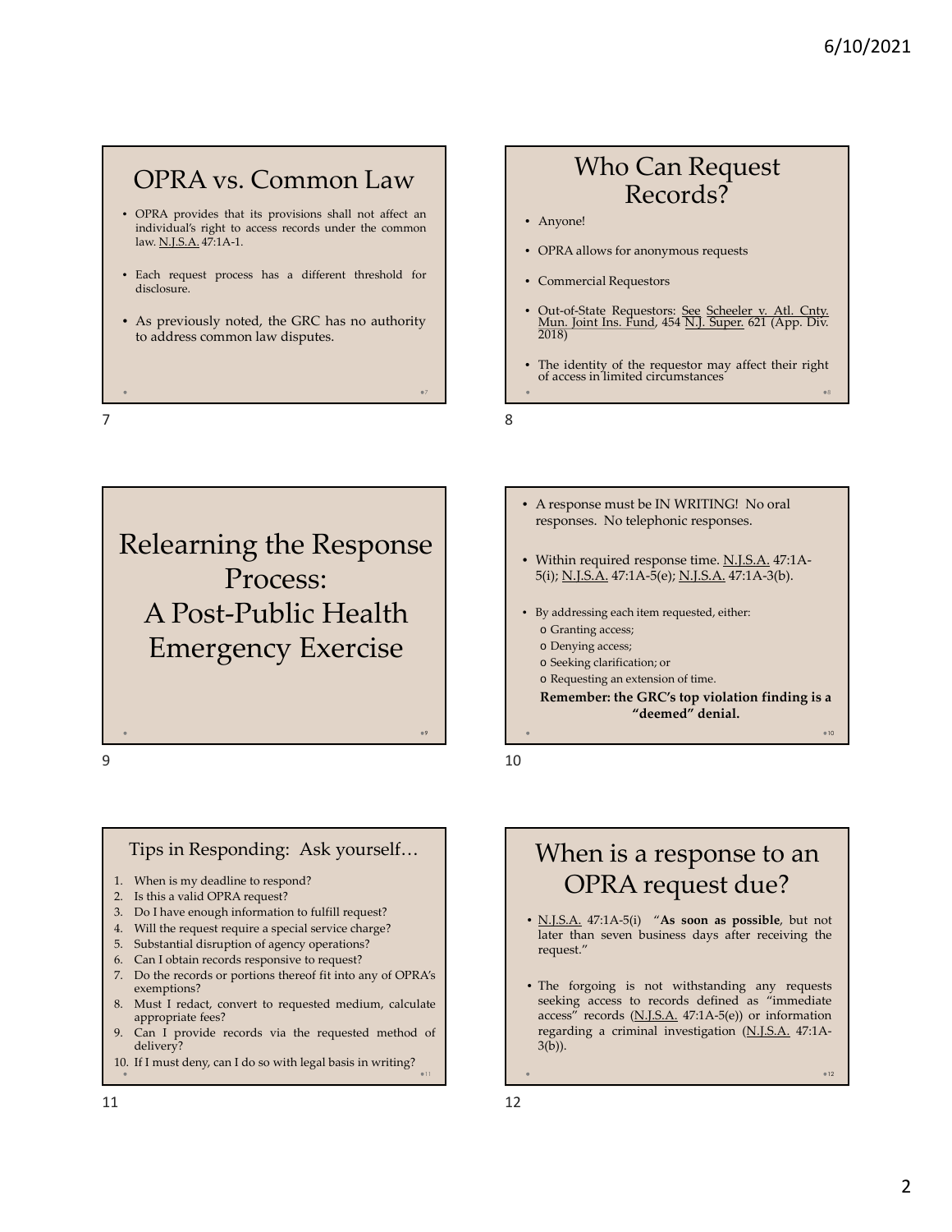## OPRA vs. Common Law

- OPRA provides that its provisions shall not affect an individual's right to access records under the common law. N.J.S.A. 47:1A-1.
- Each request process has a different threshold for disclosure.
- As previously noted, the GRC has no authority to address common law disputes.

## Who Can Request Records?

- Anyone!
- OPRA allows for anonymous requests
- Commercial Requestors
- Out-of-State Requestors: See Scheeler v. Atl. Cnty. Mun. Joint Ins. Fund, 454 N.J. Super. 621 (App. Div. 2018)
- The identity of the requestor may affect their right of access in limited circumstances

# Relearning the Response Process: A Post-Public Health Emergency Exercise

- A response must be IN WRITING! No oral responses. No telephonic responses.
- Within required response time. N.J.S.A. 47:1A-5(i); N.J.S.A. 47:1A-5(e); N.J.S.A. 47:1A-3(b).
- By addressing each item requested, either:
  - Granting access;
  - Denying access;
  - Seeking clarification; or
  - Requesting an extension of time.

**Remember: the GRC's top violation finding is a "deemed" denial.**

## Tips in Responding: Ask yourself…

1. When is my deadline to respond?
2. Is this a valid OPRA request?
3. Do I have enough information to fulfill request?
4. Will the request require a special service charge?
5. Substantial disruption of agency operations?
6. Can I obtain records responsive to request?
7. Do the records or portions thereof fit into any of OPRA's exemptions?
8. Must I redact, convert to requested medium, calculate appropriate fees?
9. Can I provide records via the requested method of delivery?
10. If I must deny, can I do so with legal basis in writing?

## When is a response to an OPRA request due?

- N.J.S.A. 47:1A-5(i) "**As soon as possible**, but not later than seven business days after receiving the request."
- The forgoing is not withstanding any requests seeking access to records defined as "immediate access" records (N.J.S.A. 47:1A-5(e)) or information regarding a criminal investigation (N.J.S.A. 47:1A-3(b)).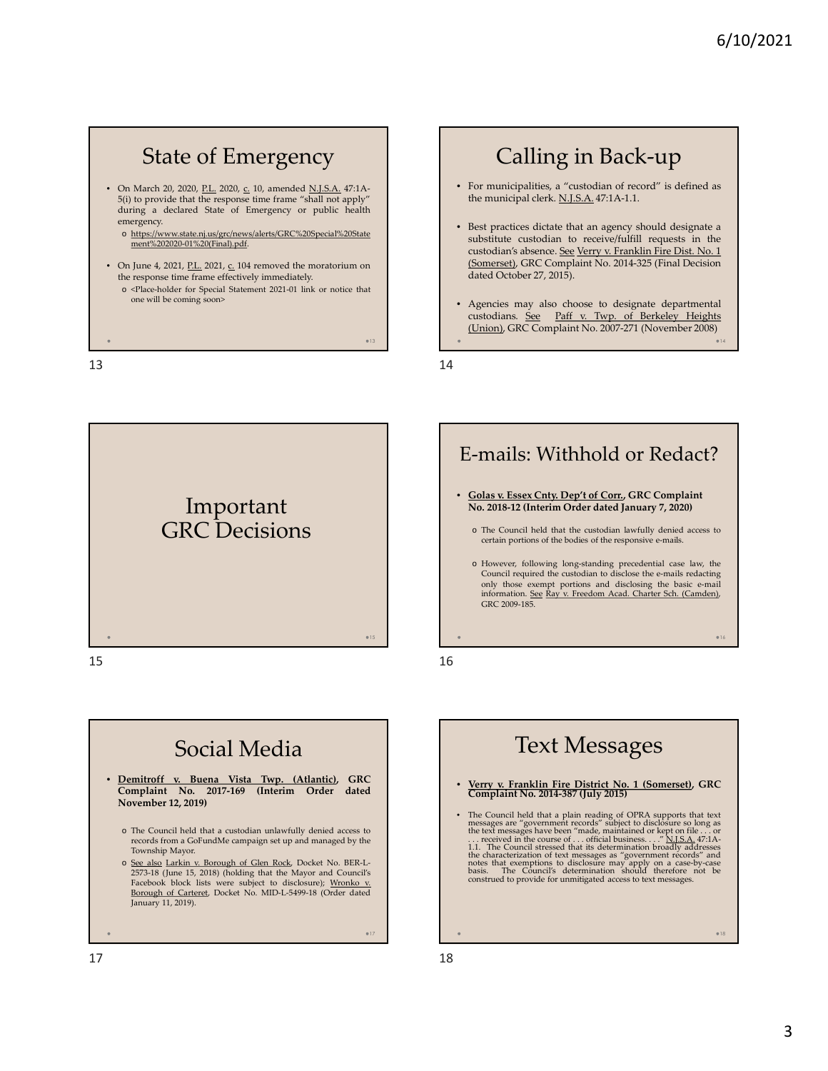## State of Emergency

- On March 20, 2020, P.L. 2020, c. 10, amended N.J.S.A. 47:1A-5(i) to provide that the response time frame "shall not apply" during a declared State of Emergency or public health emergency.
  - https://www.state.nj.us/grc/news/alerts/GRC%20Special%20Statement%202020-01%20(Final).pdf.
- On June 4, 2021, P.L. 2021, c. 104 removed the moratorium on the response time frame effectively immediately.
  - <Place-holder for Special Statement 2021-01 link or notice that one will be coming soon>

## Calling in Back-up

- For municipalities, a "custodian of record" is defined as the municipal clerk. N.J.S.A. 47:1A-1.1.
- Best practices dictate that an agency should designate a substitute custodian to receive/fulfill requests in the custodian's absence. See Verry v. Franklin Fire Dist. No. 1 (Somerset), GRC Complaint No. 2014-325 (Final Decision dated October 27, 2015).
- Agencies may also choose to designate departmental custodians. See Paff v. Twp. of Berkeley Heights (Union), GRC Complaint No. 2007-271 (November 2008)

## Important GRC Decisions

## E-mails: Withhold or Redact?

- **Golas v. Essex Cnty. Dep't of Corr., GRC Complaint No. 2018-12 (Interim Order dated January 7, 2020)**
  - The Council held that the custodian lawfully denied access to certain portions of the bodies of the responsive e-mails.
  - However, following long-standing precedential case law, the Council required the custodian to disclose the e-mails redacting only those exempt portions and disclosing the basic e-mail information. See Ray v. Freedom Acad. Charter Sch. (Camden), GRC 2009-185.

## Social Media

- **Demitroff v. Buena Vista Twp. (Atlantic), GRC Complaint No. 2017-169 (Interim Order dated November 12, 2019)**
  - The Council held that a custodian unlawfully denied access to records from a GoFundMe campaign set up and managed by the Township Mayor.
  - See also Larkin v. Borough of Glen Rock, Docket No. BER-L-2573-18 (June 15, 2018) (holding that the Mayor and Council's Facebook block lists were subject to disclosure); Wronko v. Borough of Carteret, Docket No. MID-L-5499-18 (Order dated January 11, 2019).

## Text Messages

- **Verry v. Franklin Fire District No. 1 (Somerset), GRC Complaint No. 2014-387 (July 2015)**
- The Council held that a plain reading of OPRA supports that text messages are "government records" subject to disclosure so long as the text messages have been "made, maintained or kept on file . . . or . . . received in the course of . . . official business. . . ." N.J.S.A. 47:1A-1.1. The Council stressed that its determination broadly addresses the characterization of text messages as "government records" and notes that exemptions to disclosure may apply on a case-by-case basis. The Council's determination should therefore not be construed to provide for unmitigated access to text messages.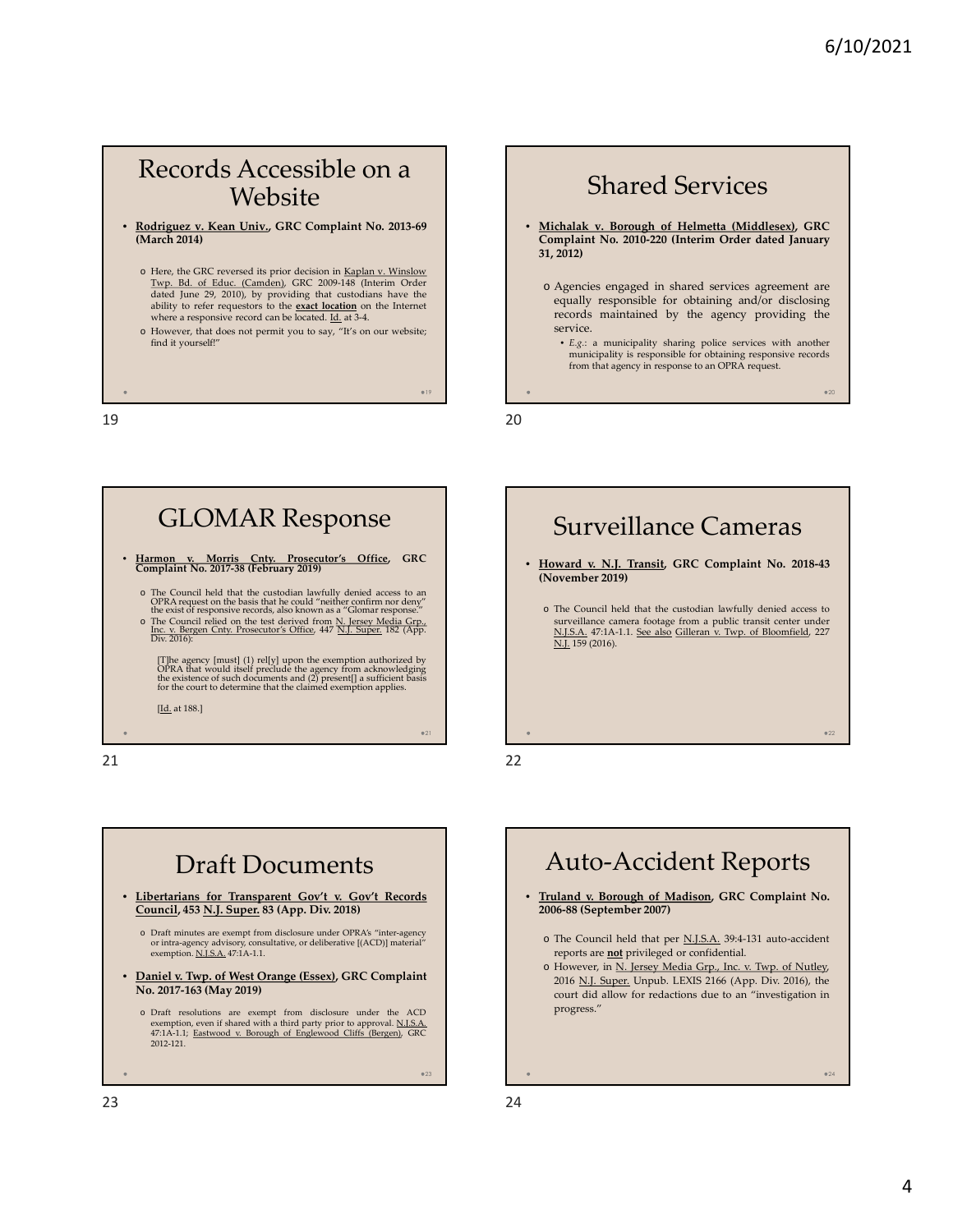## Records Accessible on a Website

- **Rodriguez v. Kean Univ., GRC Complaint No. 2013-69 (March 2014)**
  - Here, the GRC reversed its prior decision in Kaplan v. Winslow Twp. Bd. of Educ. (Camden), GRC 2009-148 (Interim Order dated June 29, 2010), by providing that custodians have the ability to refer requestors to the **exact location** on the Internet where a responsive record can be located. Id. at 3-4.
  - However, that does not permit you to say, "It's on our website; find it yourself!"

## Shared Services

- **Michalak v. Borough of Helmetta (Middlesex), GRC Complaint No. 2010-220 (Interim Order dated January 31, 2012)**
  - Agencies engaged in shared services agreement are equally responsible for obtaining and/or disclosing records maintained by the agency providing the service.
    - *E.g.*: a municipality sharing police services with another municipality is responsible for obtaining responsive records from that agency in response to an OPRA request.

## GLOMAR Response

- **Harmon v. Morris Cnty. Prosecutor's Office, GRC Complaint No. 2017-38 (February 2019)**
  - The Council held that the custodian lawfully denied access to an OPRA request on the basis that he could "neither confirm nor deny" the exist of responsive records, also known as a "Glomar response."
  - The Council relied on the test derived from N. Jersey Media Grp., Inc. v. Bergen Cnty. Prosecutor's Office, 447 N.J. Super. 182 (App. Div. 2016):

    [T]he agency [must] (1) rel[y] upon the exemption authorized by OPRA that would itself preclude the agency from acknowledging the existence of such documents and (2) present[] a sufficient basis for the court to determine that the claimed exemption applies.

    [Id. at 188.]

## Surveillance Cameras

- **Howard v. N.J. Transit, GRC Complaint No. 2018-43 (November 2019)**
  - The Council held that the custodian lawfully denied access to surveillance camera footage from a public transit center under N.J.S.A. 47:1A-1.1. See also Gilleran v. Twp. of Bloomfield, 227 N.J. 159 (2016).

## Draft Documents

- **Libertarians for Transparent Gov't v. Gov't Records Council, 453 N.J. Super. 83 (App. Div. 2018)**
  - Draft minutes are exempt from disclosure under OPRA's "inter-agency or intra-agency advisory, consultative, or deliberative [(ACD)] material" exemption. N.J.S.A. 47:1A-1.1.
- **Daniel v. Twp. of West Orange (Essex), GRC Complaint No. 2017-163 (May 2019)**
  - Draft resolutions are exempt from disclosure under the ACD exemption, even if shared with a third party prior to approval. N.J.S.A. 47:1A-1.1; Eastwood v. Borough of Englewood Cliffs (Bergen), GRC 2012-121.

## Auto-Accident Reports

- **Truland v. Borough of Madison, GRC Complaint No. 2006-88 (September 2007)**
  - The Council held that per N.J.S.A. 39:4-131 auto-accident reports are **not** privileged or confidential.
  - However, in N. Jersey Media Grp., Inc. v. Twp. of Nutley, 2016 N.J. Super. Unpub. LEXIS 2166 (App. Div. 2016), the court did allow for redactions due to an "investigation in progress."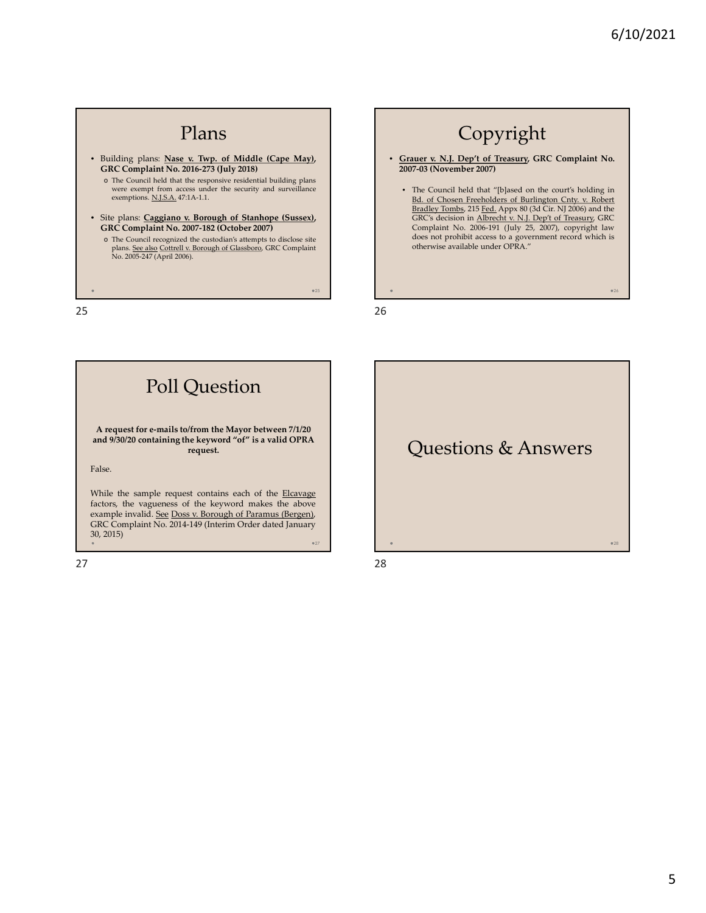## Plans

- Building plans: **Nase v. Twp. of Middle (Cape May), GRC Complaint No. 2016-273 (July 2018)**
  - The Council held that the responsive residential building plans were exempt from access under the security and surveillance exemptions. N.J.S.A. 47:1A-1.1.
- Site plans: **Caggiano v. Borough of Stanhope (Sussex), GRC Complaint No. 2007-182 (October 2007)**
  - The Council recognized the custodian's attempts to disclose site plans. See also Cottrell v. Borough of Glassboro, GRC Complaint No. 2005-247 (April 2006).

## Copyright

- **Grauer v. N.J. Dep't of Treasury, GRC Complaint No. 2007-03 (November 2007)**
  - The Council held that "[b]ased on the court's holding in Bd. of Chosen Freeholders of Burlington Cnty. v. Robert Bradley Tombs, 215 Fed. Appx 80 (3d Cir. NJ 2006) and the GRC's decision in Albrecht v. N.J. Dep't of Treasury, GRC Complaint No. 2006-191 (July 25, 2007), copyright law does not prohibit access to a government record which is otherwise available under OPRA."

## Poll Question

**A request for e-mails to/from the Mayor between 7/1/20 and 9/30/20 containing the keyword "of" is a valid OPRA request.**

False.

While the sample request contains each of the Elcavage factors, the vagueness of the keyword makes the above example invalid. See Doss v. Borough of Paramus (Bergen), GRC Complaint No. 2014-149 (Interim Order dated January 30, 2015)

## Questions & Answers